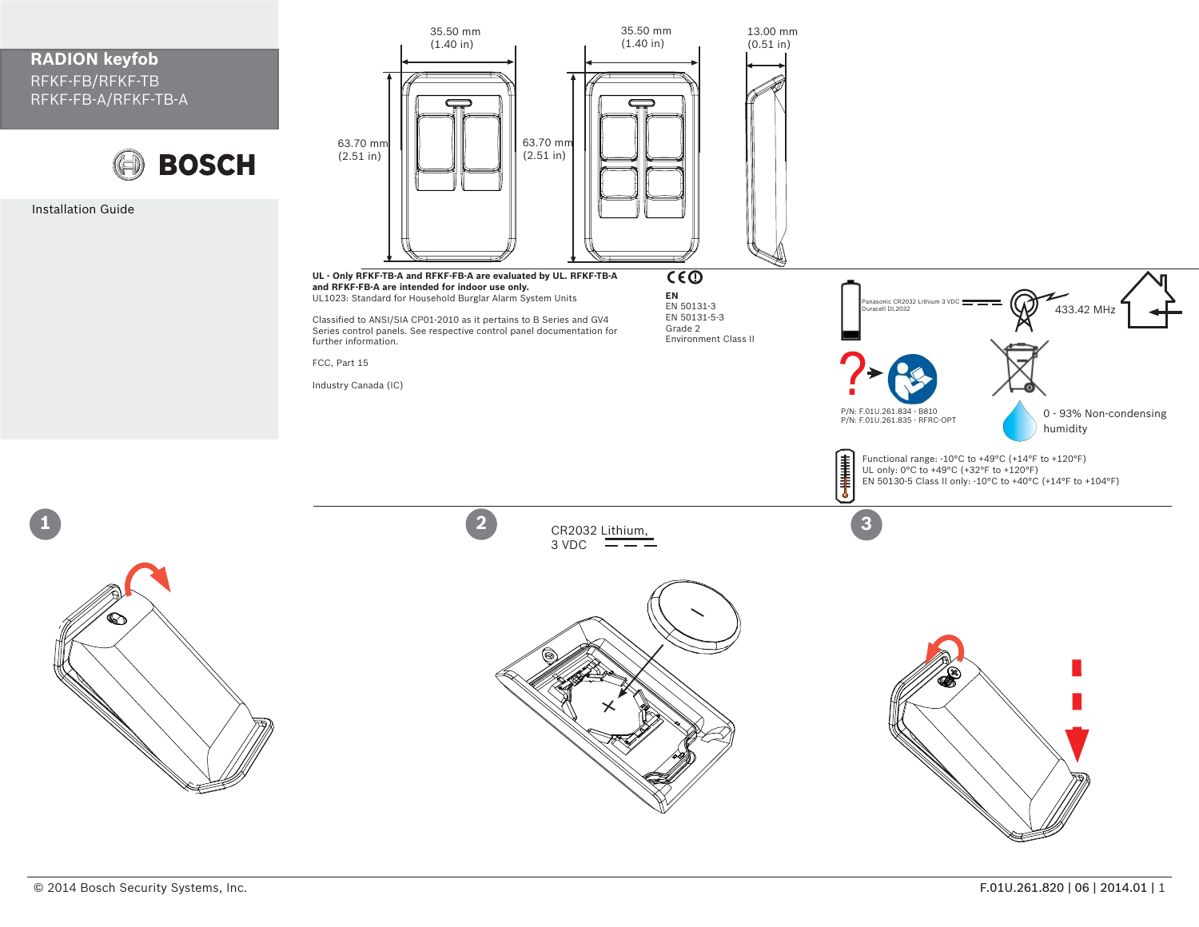# RADION keyfob

RFKF-FB/RFKF-TB
RFKF-FB-A/RFKF-TB-A

BOSCH

Installation Guide

35.50 mm (1.40 in)

35.50 mm (1.40 in)

13.00 mm (0.51 in)

63.70 mm (2.51 in)

63.70 mm (2.51 in)

**UL - Only RFKF-TB-A and RFKF-FB-A are evaluated by UL. RFKF-TB-A and RFKF-FB-A are intended for indoor use only.**
UL1023: Standard for Household Burglar Alarm System Units

Classified to ANSI/SIA CP01-2010 as it pertains to B Series and GV4 Series control panels. See respective control panel documentation for further information.

FCC, Part 15

Industry Canada (IC)

CE

**EN**
EN 50131-3
EN 50131-5-3
Grade 2
Environment Class II

Panasonic CR2032 Lithium 3 VDC
Duracell DL2032

433.42 MHz

P/N: F.01U.261.834 - B810
P/N: F.01U.261.835 - RFRC-OPT

0 - 93% Non-condensing humidity

Functional range: -10°C to +49°C (+14°F to +120°F)
UL only: 0°C to +49°C (+32°F to +120°F)
EN 50130-5 Class II only: -10°C to +40°C (+14°F to +104°F)

1

2

CR2032 Lithium, 3 VDC

3

© 2014 Bosch Security Systems, Inc.

F.01U.261.820 | 06 | 2014.01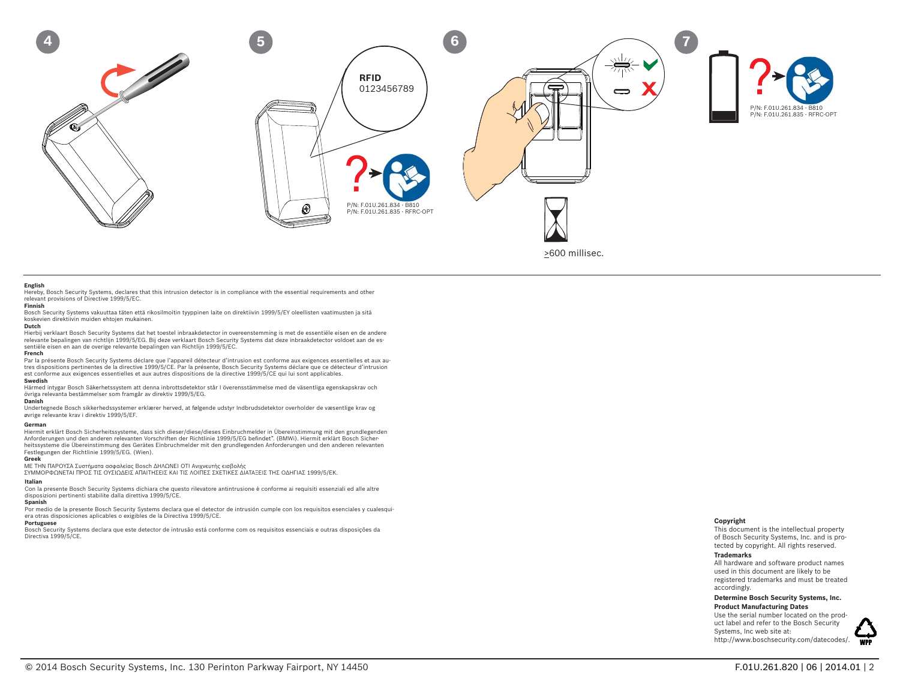4

5

RFID
0123456789

P/N: F.01U.261.834 - B810
P/N: F.01U.261.835 - RFRC-OPT

6

≥600 millisec.

7

P/N: F.01U.261.834 - B810
P/N: F.01U.261.835 - RFRC-OPT

**English**
Hereby, Bosch Security Systems, declares that this intrusion detector is in compliance with the essential requirements and other relevant provisions of Directive 1999/5/EC.

**Finnish**
Bosch Security Systems vakuuttaa täten että rikosilmoitin tyyppinen laite on direktiivin 1999/5/EY oleellisten vaatimusten ja sitä koskevien direktiivin muiden ehtojen mukainen.

**Dutch**
Hierbij verklaart Bosch Security Systems dat het toestel inbraakdetector in overeenstemming is met de essentiële eisen en de andere relevante bepalingen van richtlijn 1999/5/EG. Bij deze verklaart Bosch Security Systems dat deze inbraakdetector voldoet aan de essentiële eisen en aan de overige relevante bepalingen van Richtlijn 1999/5/EC.

**French**
Par la présente Bosch Security Systems déclare que l'appareil détecteur d'intrusion est conforme aux exigences essentielles et aux autres dispositions pertinentes de la directive 1999/5/CE. Par la présente, Bosch Security Systems déclare que ce détecteur d'intrusion est conforme aux exigences essentielles et aux autres dispositions de la directive 1999/5/CE qui lui sont applicables.

**Swedish**
Härmed intygar Bosch Säkerhetssystem att denna inbrottsdetektor står I överensstämmelse med de väsentliga egenskapskrav och övriga relevanta bestämmelser som framgår av direktiv 1999/5/EG.

**Danish**
Undertegnede Bosch sikkerhedssystemer erklærer herved, at følgende udstyr Indbrudsdetektor overholder de væsentlige krav og øvrige relevante krav i direktiv 1999/5/EF.

**German**
Hiermit erklärt Bosch Sicherheitssysteme, dass sich dieser/diese/dieses Einbruchmelder in Übereinstimmung mit den grundlegenden Anforderungen und den anderen relevanten Vorschriften der Richtlinie 1999/5/EG befindet". (BMWi). Hiermit erklärt Bosch Sicherheitssysteme die Übereinstimmung des Gerätes Einbruchmelder mit den grundlegenden Anforderungen und den anderen relevanten Festlegungen der Richtlinie 1999/5/EG. (Wien).

**Greek**
ΜΕ ΤΗΝ ΠΑΡΟΥΣΑ Συστήματα ασφαλείας Bosch ΔΗΛΩΝΕΙ ΟΤΙ Ανιχνευτής εισβολής
ΣΥΜΜΟΡΦΩΝΕΤΑΙ ΠΡΟΣ ΤΙΣ ΟΥΣΙΩΔΕΙΣ ΑΠΑΙΤΗΣΕΙΣ ΚΑΙ ΤΙΣ ΛΟΙΠΕΣ ΣΧΕΤΙΚΕΣ ΔΙΑΤΑΞΕΙΣ ΤΗΣ ΟΔΗΓΙΑΣ 1999/5/ΕΚ.

**Italian**
Con la presente Bosch Security Systems dichiara che questo rilevatore antintrusione è conforme ai requisiti essenziali ed alle altre disposizioni pertinenti stabilite dalla direttiva 1999/5/CE.

**Spanish**
Por medio de la presente Bosch Security Systems declara que el detector de intrusión cumple con los requisitos esenciales y cualesquiera otras disposiciones aplicables o exigibles de la Directiva 1999/5/CE.

**Portuguese**
Bosch Security Systems declara que este detector de intrusão está conforme com os requisitos essenciais e outras disposições da Directiva 1999/5/CE.

**Copyright**
This document is the intellectual property of Bosch Security Systems, Inc. and is protected by copyright. All rights reserved.

**Trademarks**
All hardware and software product names used in this document are likely to be registered trademarks and must be treated accordingly.

**Determine Bosch Security Systems, Inc. Product Manufacturing Dates**
Use the serial number located on the product label and refer to the Bosch Security Systems, Inc web site at: http://www.boschsecurity.com/datecodes/.

WPP

© 2014 Bosch Security Systems, Inc. 130 Perinton Parkway Fairport, NY 14450

F.01U.261.820 | 06 | 2014.01